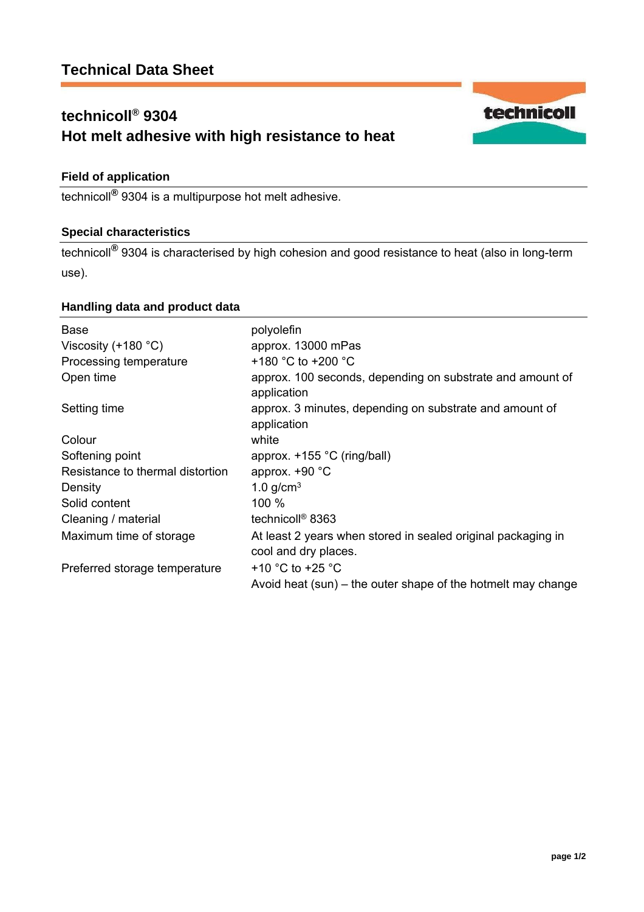# Technical Data Sheet

## technicoll® 9304
## Hot melt adhesive with high resistance to heat

### Field of application

technicoll® 9304 is a multipurpose hot melt adhesive.

### Special characteristics

technicoll® 9304 is characterised by high cohesion and good resistance to heat (also in long-term use).

### Handling data and product data

| | |
|---|---|
| Base | polyolefin |
| Viscosity (+180 °C) | approx. 13000 mPas |
| Processing temperature | +180 °C to +200 °C |
| Open time | approx. 100 seconds, depending on substrate and amount of application |
| Setting time | approx. 3 minutes, depending on substrate and amount of application |
| Colour | white |
| Softening point | approx. +155 °C (ring/ball) |
| Resistance to thermal distortion | approx. +90 °C |
| Density | 1.0 g/cm$^3$ |
| Solid content | 100 % |
| Cleaning / material | technicoll® 8363 |
| Maximum time of storage | At least 2 years when stored in sealed original packaging in cool and dry places. |
| Preferred storage temperature | +10 °C to +25 °C<br>Avoid heat (sun) – the outer shape of the hotmelt may change |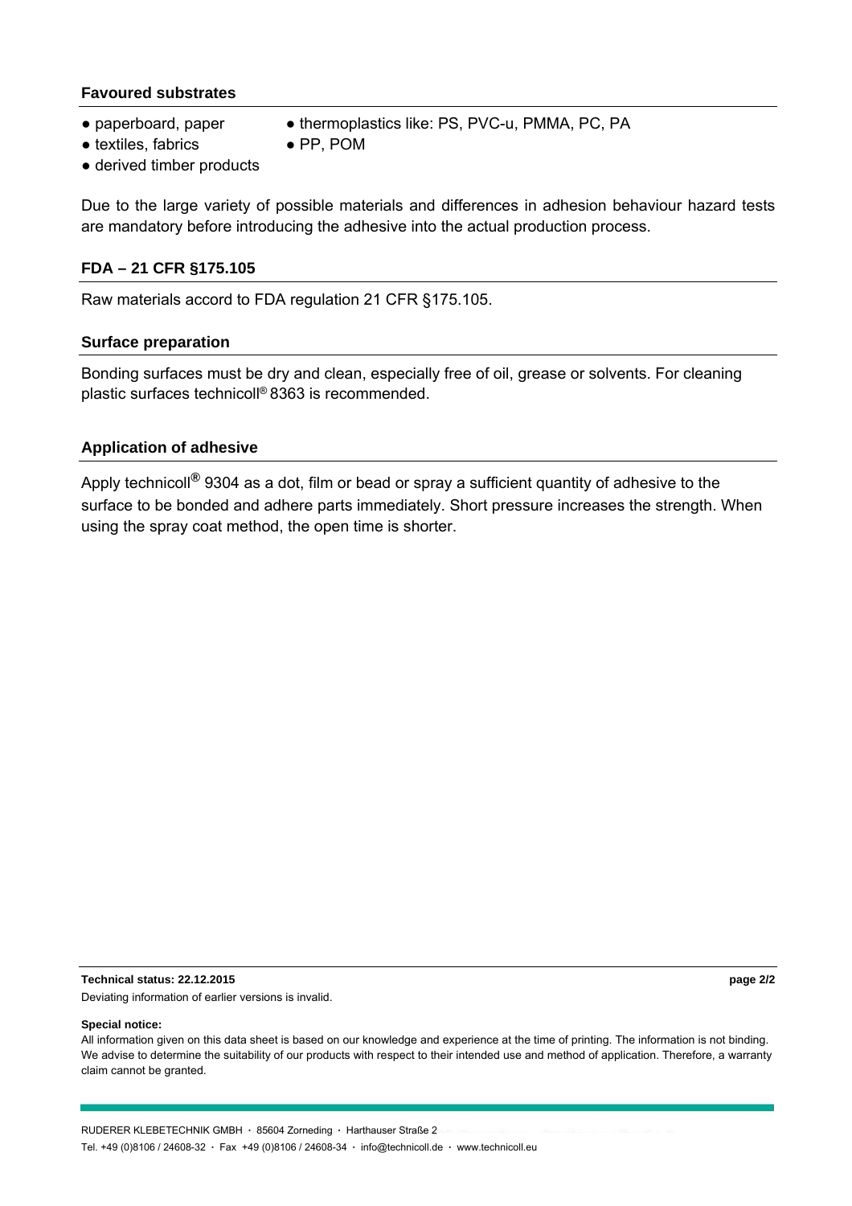## Favoured substrates

- paperboard, paper
- textiles, fabrics
- derived timber products
- thermoplastics like: PS, PVC-u, PMMA, PC, PA
- PP, POM

Due to the large variety of possible materials and differences in adhesion behaviour hazard tests are mandatory before introducing the adhesive into the actual production process.

## FDA – 21 CFR §175.105

Raw materials accord to FDA regulation 21 CFR §175.105.

## Surface preparation

Bonding surfaces must be dry and clean, especially free of oil, grease or solvents. For cleaning plastic surfaces technicoll® 8363 is recommended.

## Application of adhesive

Apply technicoll® 9304 as a dot, film or bead or spray a sufficient quantity of adhesive to the surface to be bonded and adhere parts immediately. Short pressure increases the strength. When using the spray coat method, the open time is shorter.

**Technical status: 22.12.2015**

Deviating information of earlier versions is invalid.

**Special notice:**

All information given on this data sheet is based on our knowledge and experience at the time of printing. The information is not binding. We advise to determine the suitability of our products with respect to their intended use and method of application. Therefore, a warranty claim cannot be granted.

RUDERER KLEBETECHNIK GMBH · 85604 Zorneding · Harthauser Straße 2

Tel. +49 (0)8106 / 24608-32 · Fax +49 (0)8106 / 24608-34 · info@technicoll.de · www.technicoll.eu